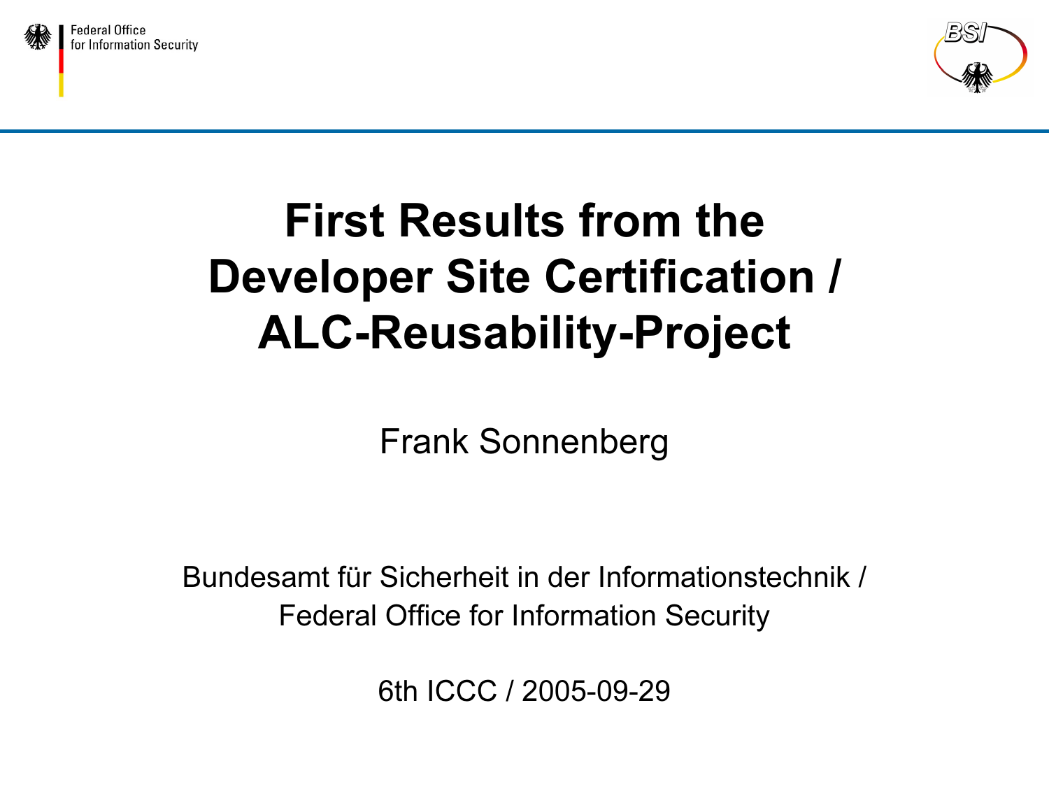# First Results from the Developer Site Certification / ALC-Reusability-Project

Frank Sonnenberg

Bundesamt für Sicherheit in der Informationstechnik / Federal Office for Information Security

6th ICCC / 2005-09-29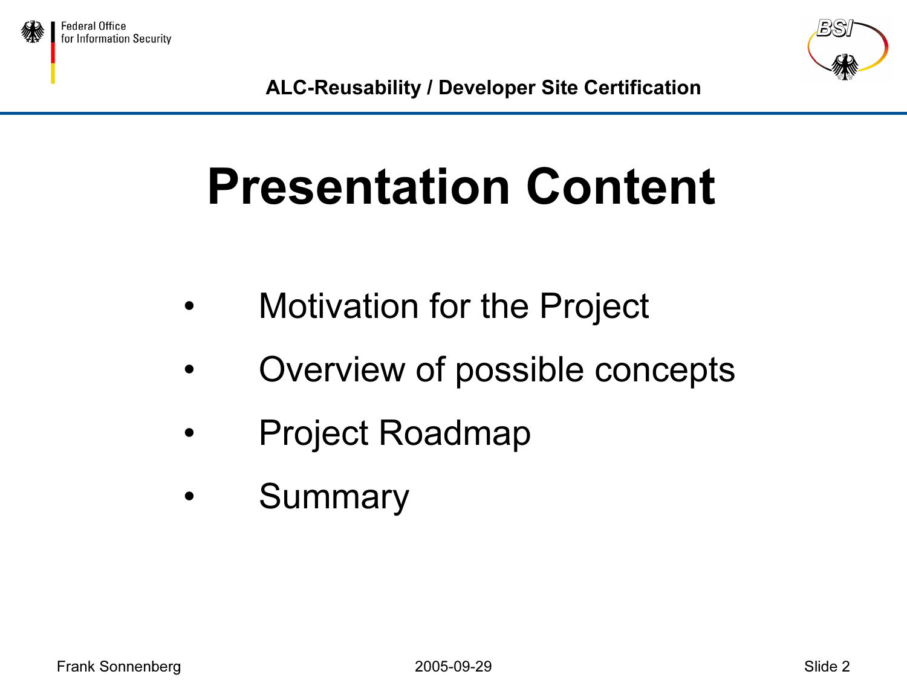# Presentation Content

- Motivation for the Project
- Overview of possible concepts
- Project Roadmap
- Summary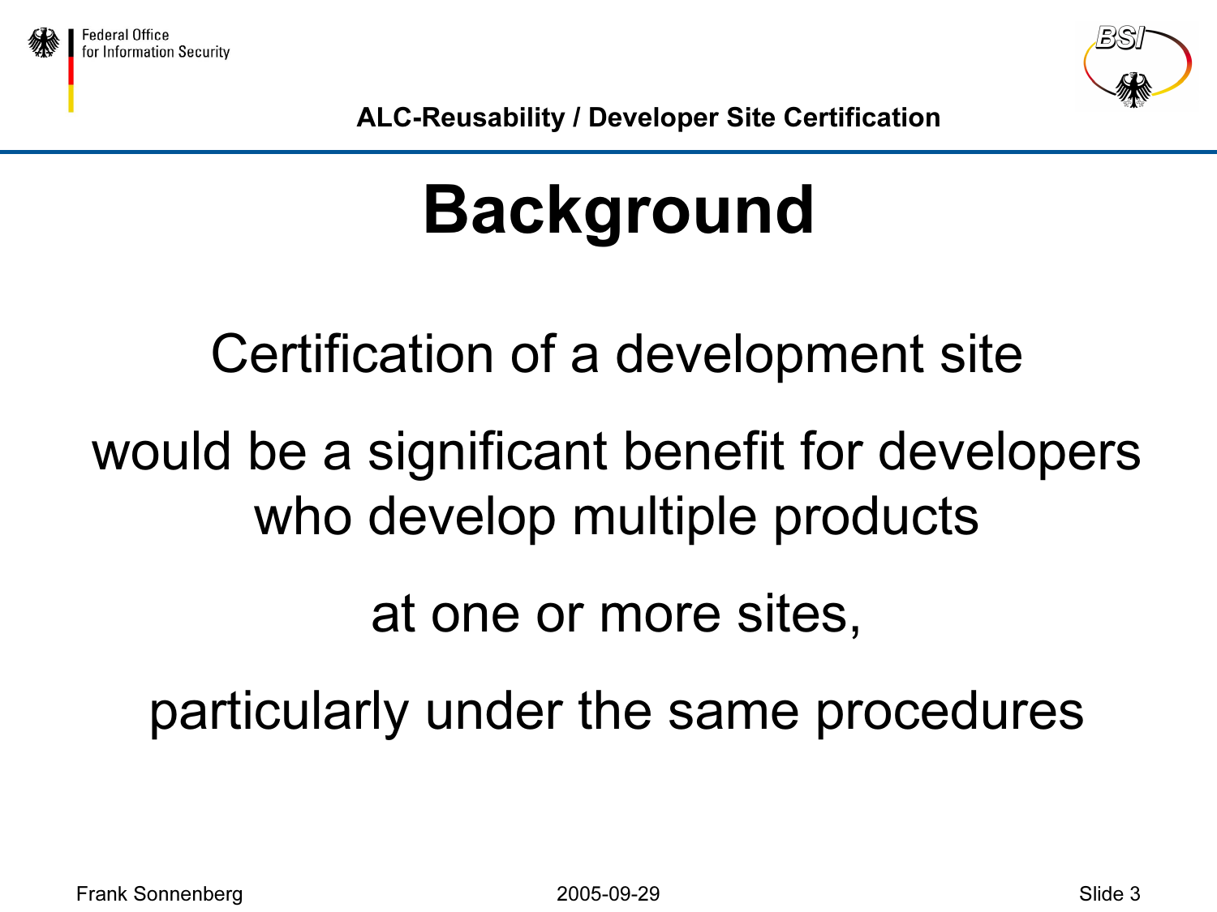# Background

Certification of a development site

would be a significant benefit for developers who develop multiple products

at one or more sites,

particularly under the same procedures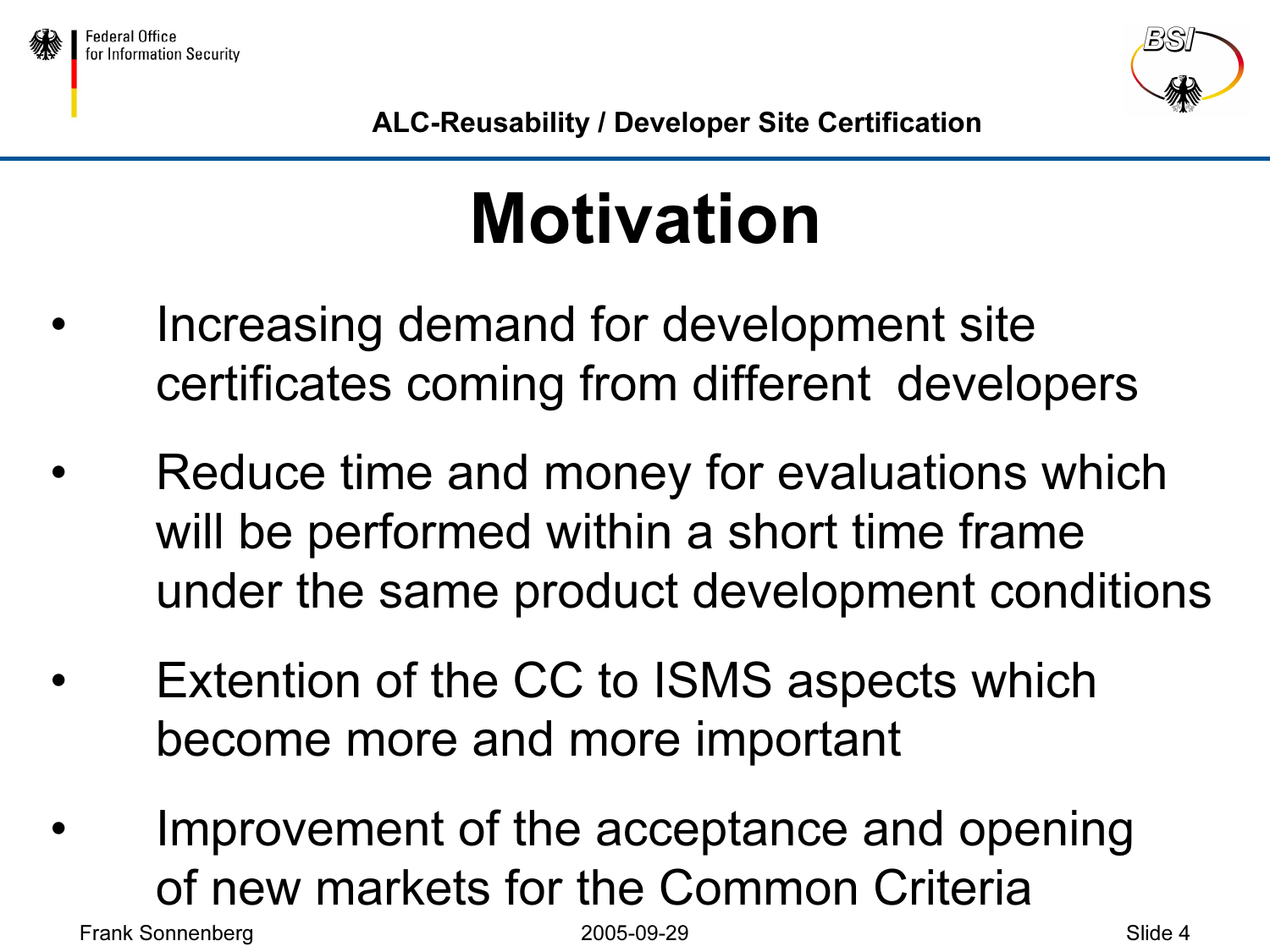# Motivation

- Increasing demand for development site certificates coming from different developers
- Reduce time and money for evaluations which will be performed within a short time frame under the same product development conditions
- Extention of the CC to ISMS aspects which become more and more important
- Improvement of the acceptance and opening of new markets for the Common Criteria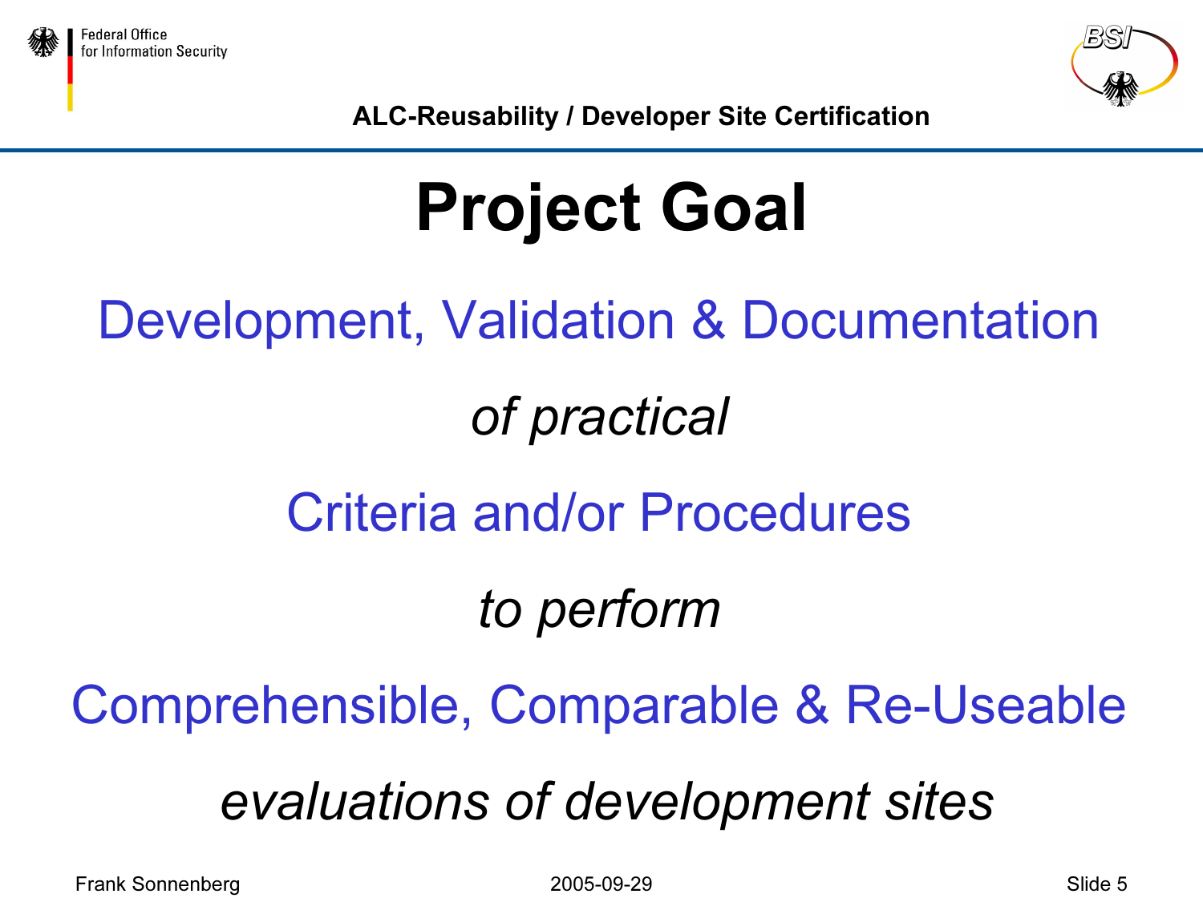# Project Goal

Development, Validation & Documentation

*of practical*

Criteria and/or Procedures

*to perform*

Comprehensible, Comparable & Re-Useable

*evaluations of development sites*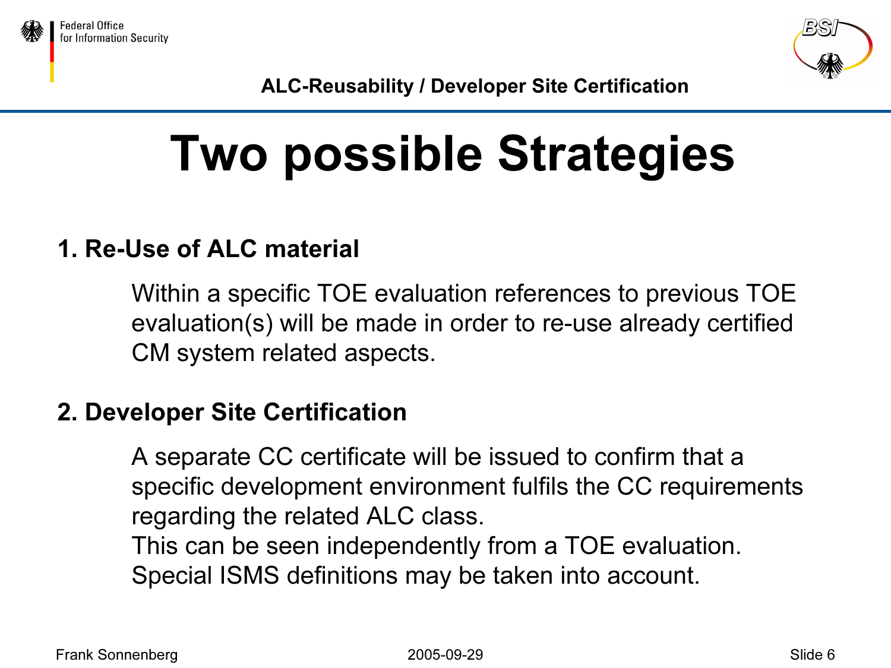# Two possible Strategies

## 1. Re-Use of ALC material

Within a specific TOE evaluation references to previous TOE evaluation(s) will be made in order to re-use already certified CM system related aspects.

## 2. Developer Site Certification

A separate CC certificate will be issued to confirm that a specific development environment fulfils the CC requirements regarding the related ALC class.
This can be seen independently from a TOE evaluation.
Special ISMS definitions may be taken into account.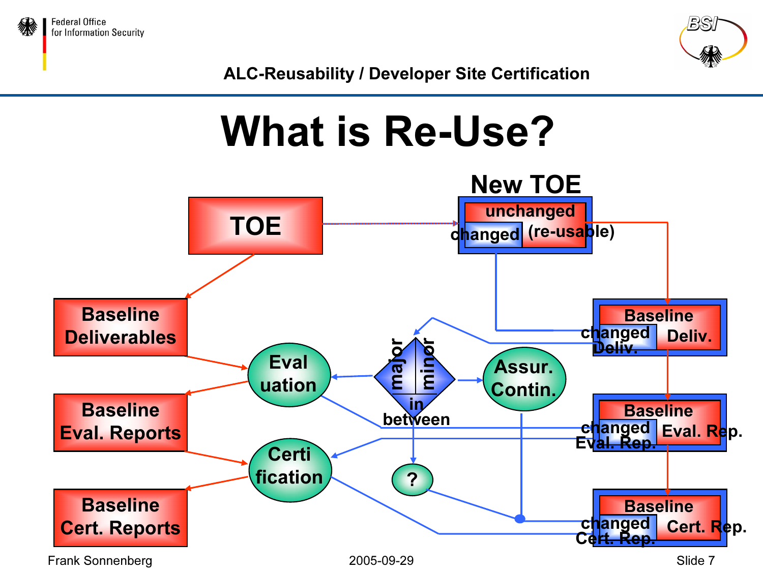# What is Re-Use?

New TOE

TOE

unchanged

changed (re-usable)

Baseline Deliverables

Eval uation

major minor

in between

Assur. Contin.

Baseline changed Deliv. Deliv.

Baseline Eval. Reports

Certi fication

?

Baseline changed Eval. Rep. Eval. Rep.

Baseline Cert. Reports

Baseline changed Cert. Rep. Cert. Rep.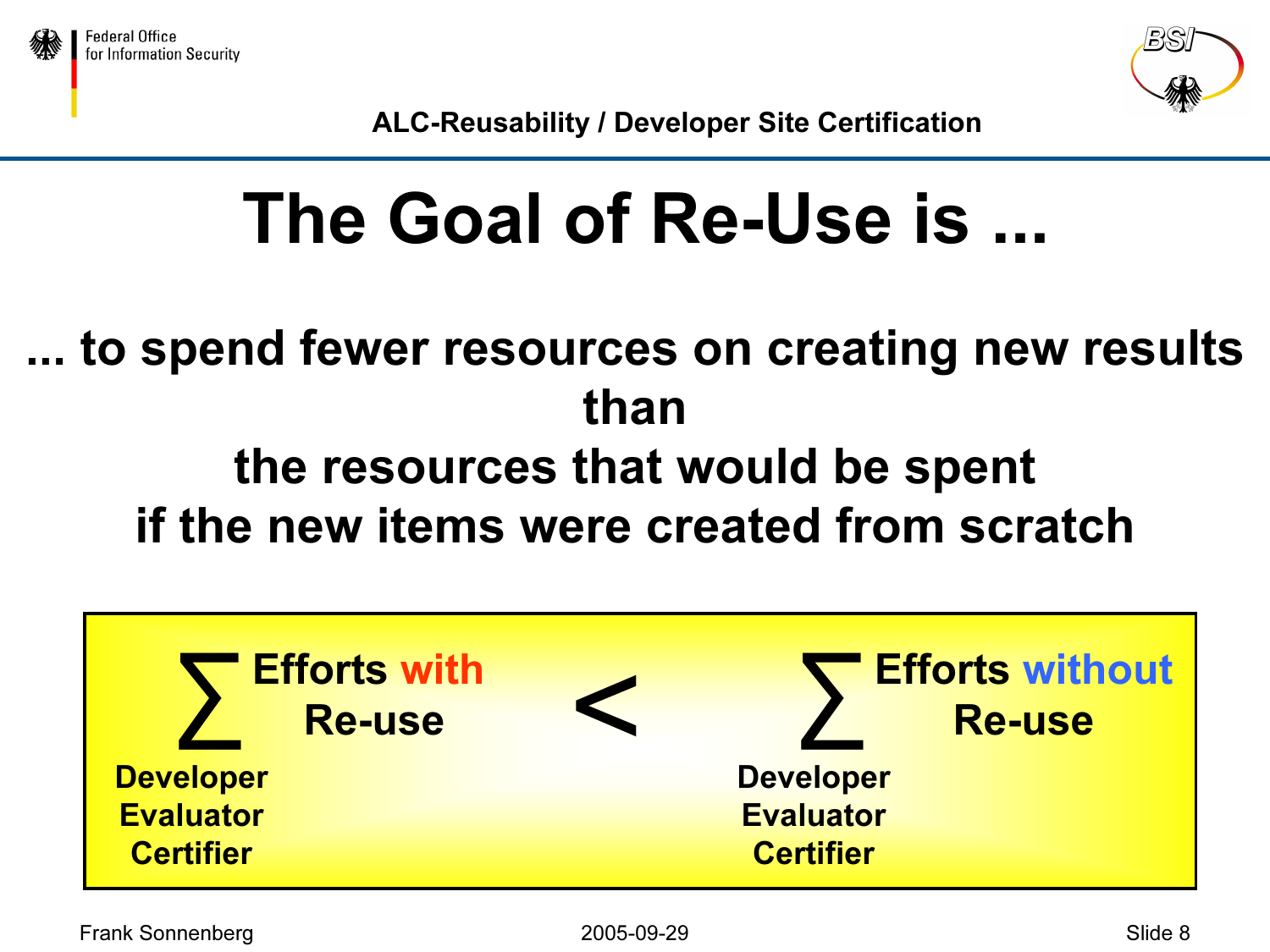# The Goal of Re-Use is ...

**... to spend fewer resources on creating new results than the resources that would be spent if the new items were created from scratch**

$$\sum_{\substack{\text{Developer}\\\text{Evaluator}\\\text{Certifier}}} \text{Efforts with Re-use} < \sum_{\substack{\text{Developer}\\\text{Evaluator}\\\text{Certifier}}} \text{Efforts without Re-use}$$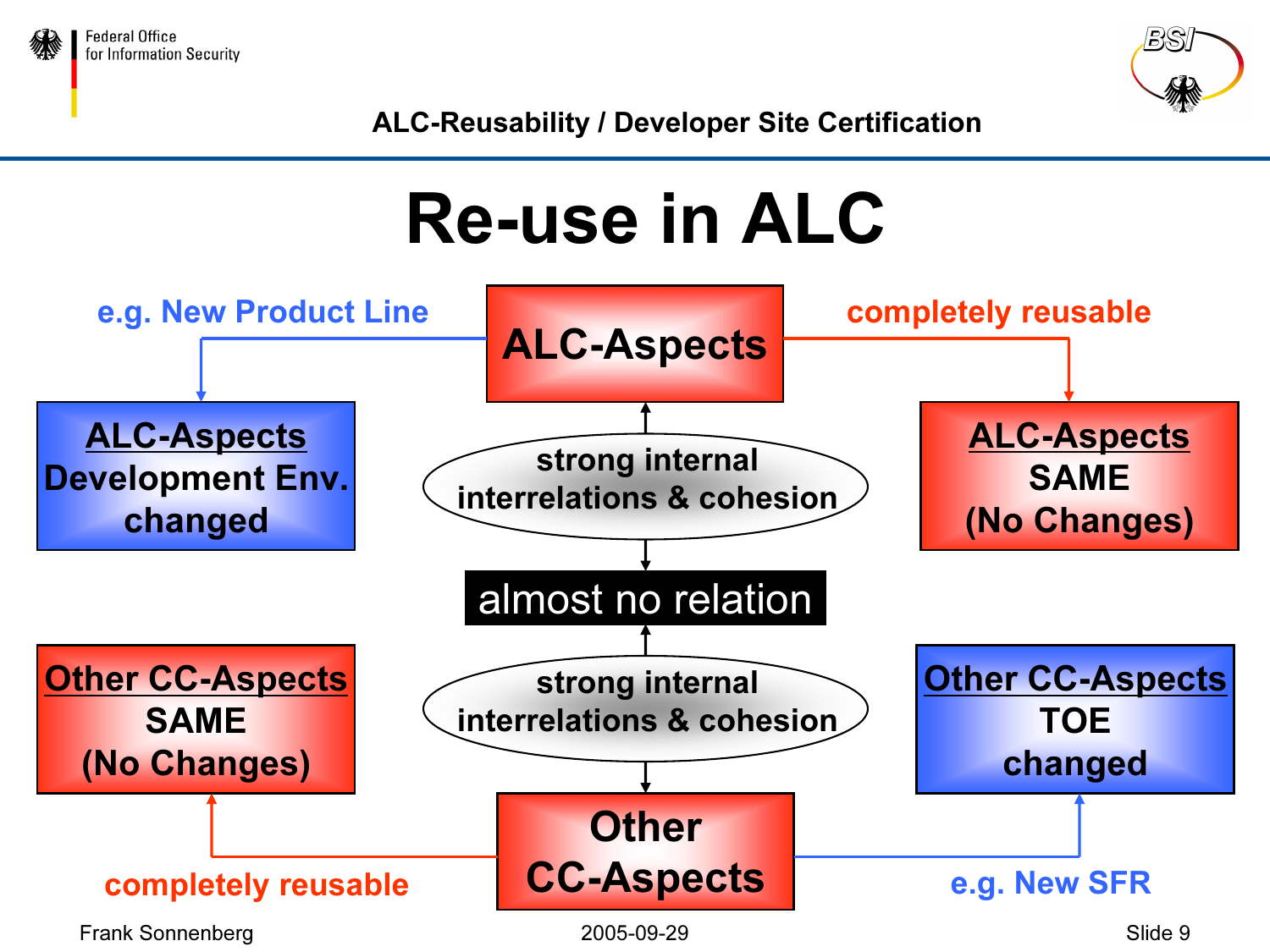# Re-use in ALC

**ALC-Aspects**

- e.g. New Product Line → **ALC-Aspects Development Env. changed**
- completely reusable → **ALC-Aspects SAME (No Changes)**

strong internal interrelations & cohesion

**almost no relation**

strong internal interrelations & cohesion

**Other CC-Aspects**

- completely reusable → **Other CC-Aspects SAME (No Changes)**
- e.g. New SFR → **Other CC-Aspects TOE changed**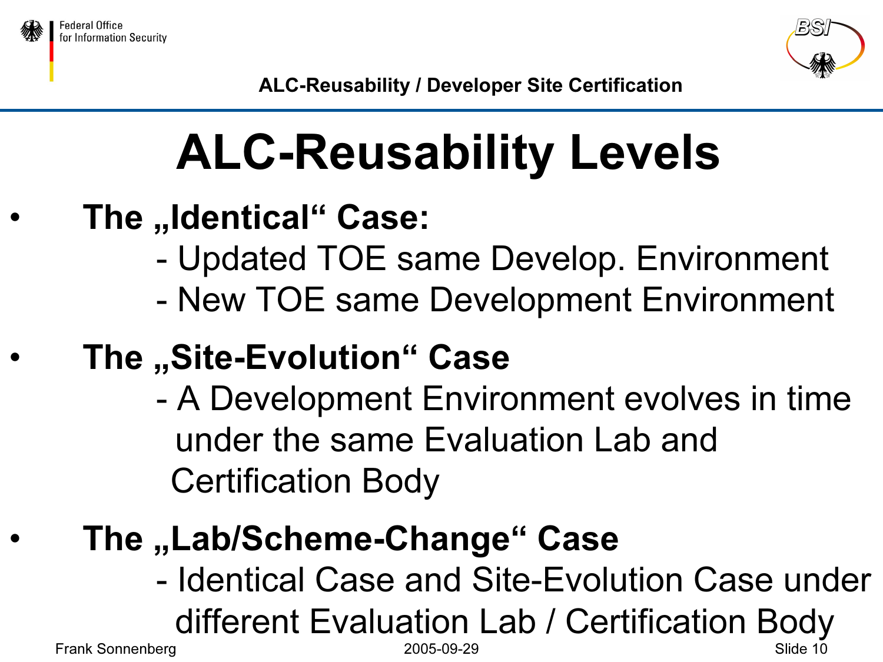# ALC-Reusability Levels

- **The „Identical" Case:**
  - Updated TOE same Develop. Environment
  - New TOE same Development Environment
- **The „Site-Evolution" Case**
  - A Development Environment evolves in time under the same Evaluation Lab and Certification Body
- **The „Lab/Scheme-Change" Case**
  - Identical Case and Site-Evolution Case under different Evaluation Lab / Certification Body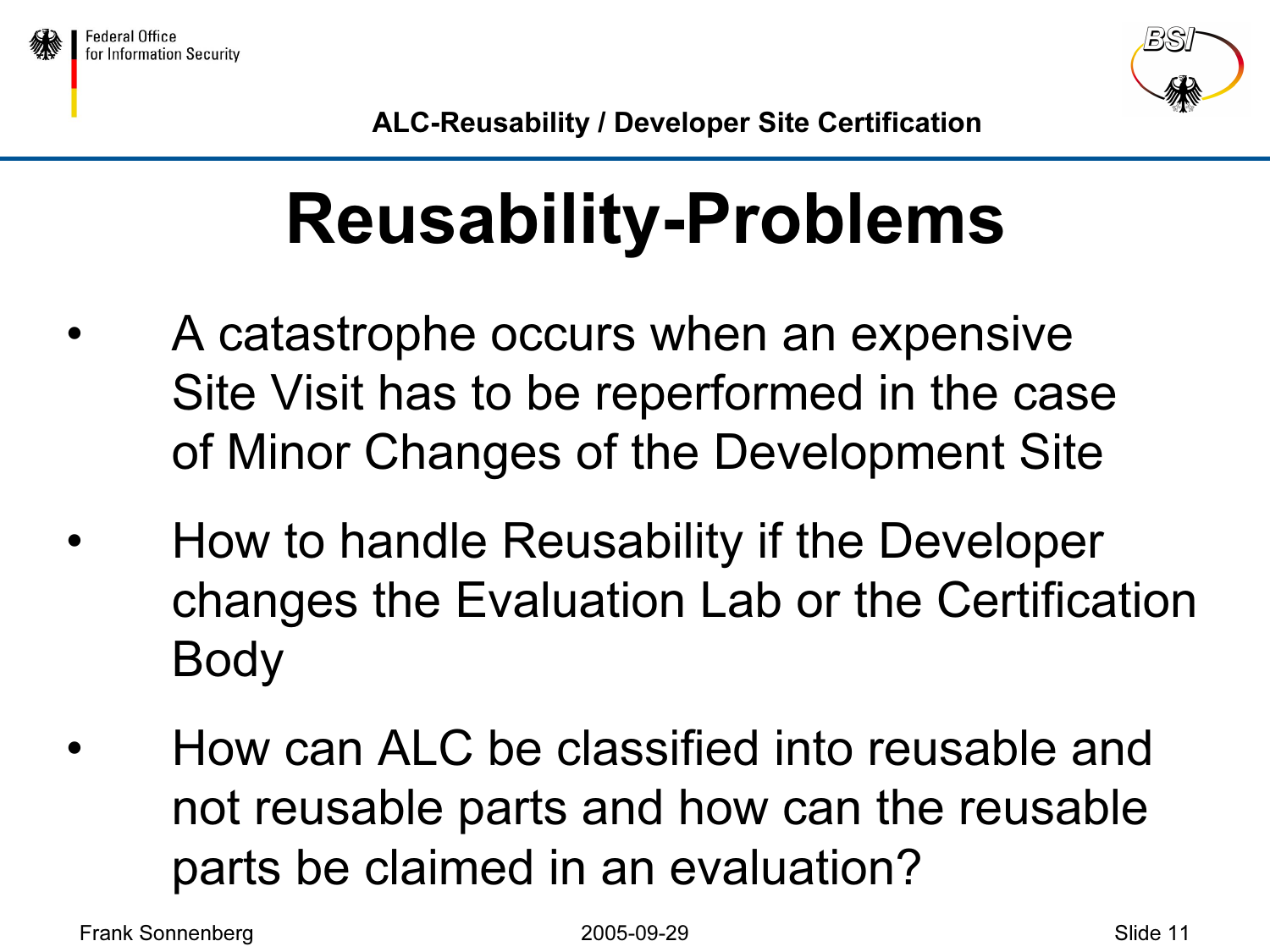# Reusability-Problems

- A catastrophe occurs when an expensive Site Visit has to be reperformed in the case of Minor Changes of the Development Site
- How to handle Reusability if the Developer changes the Evaluation Lab or the Certification Body
- How can ALC be classified into reusable and not reusable parts and how can the reusable parts be claimed in an evaluation?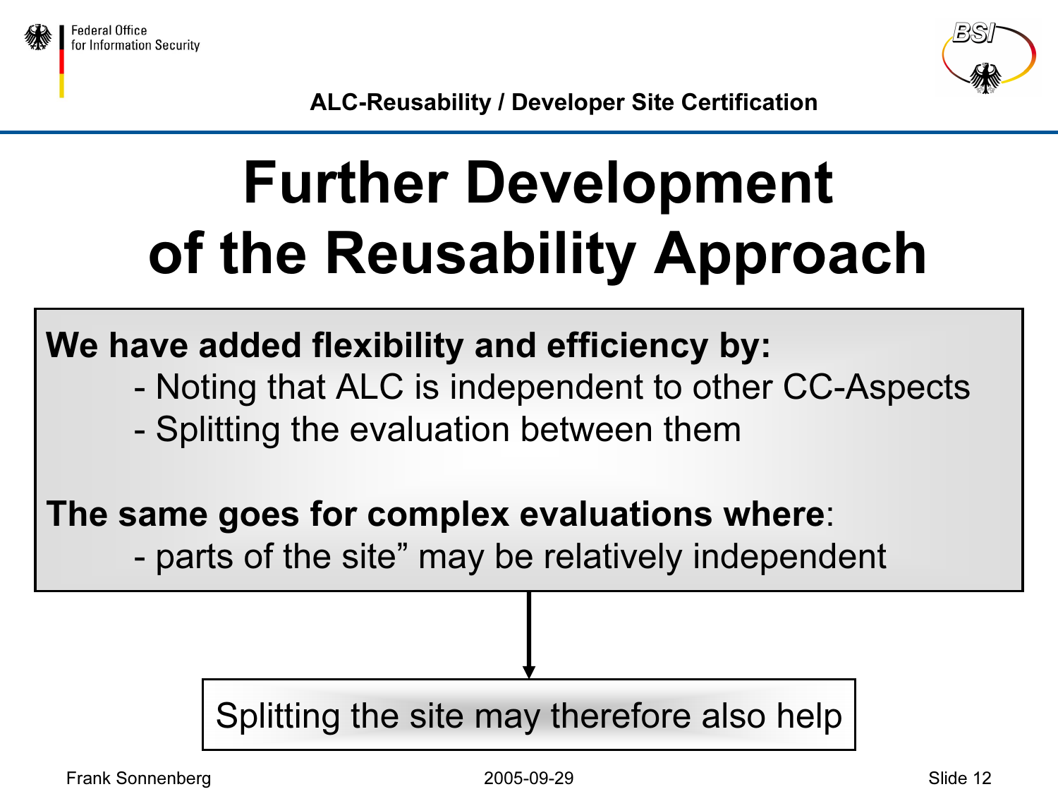# Further Development of the Reusability Approach

**We have added flexibility and efficiency by:**

- Noting that ALC is independent to other CC-Aspects
- Splitting the evaluation between them

**The same goes for complex evaluations where**:

- parts of the site" may be relatively independent

Splitting the site may therefore also help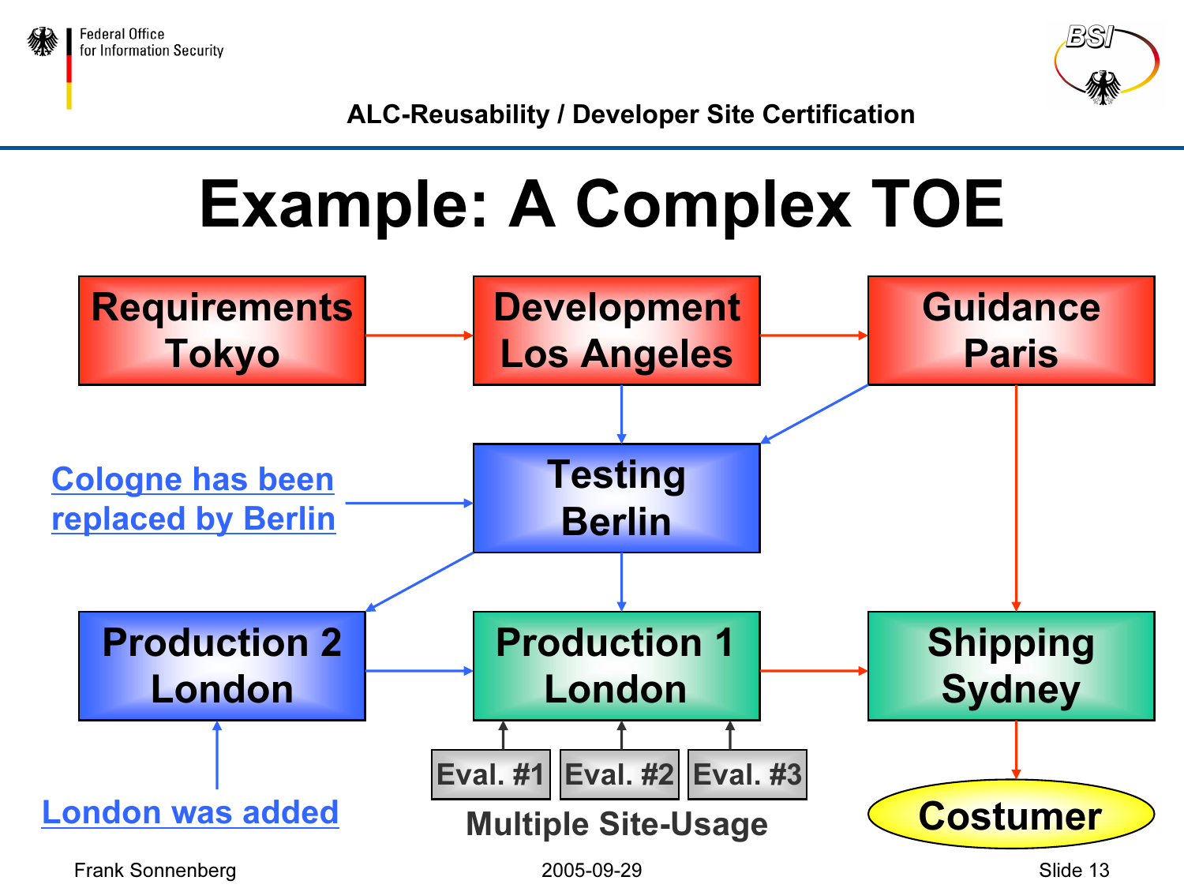# Example: A Complex TOE

Requirements Tokyo → Development Los Angeles → Guidance Paris

Development Los Angeles → Testing Berlin

Guidance Paris → Testing Berlin

Cologne has been replaced by Berlin → Testing Berlin

Testing Berlin → Production 2 London

Testing Berlin → Production 1 London

Guidance Paris → Shipping Sydney

Production 2 London → Production 1 London → Shipping Sydney → Costumer

London was added → Production 2 London

Eval. #1, Eval. #2, Eval. #3 → Production 1 London

Multiple Site-Usage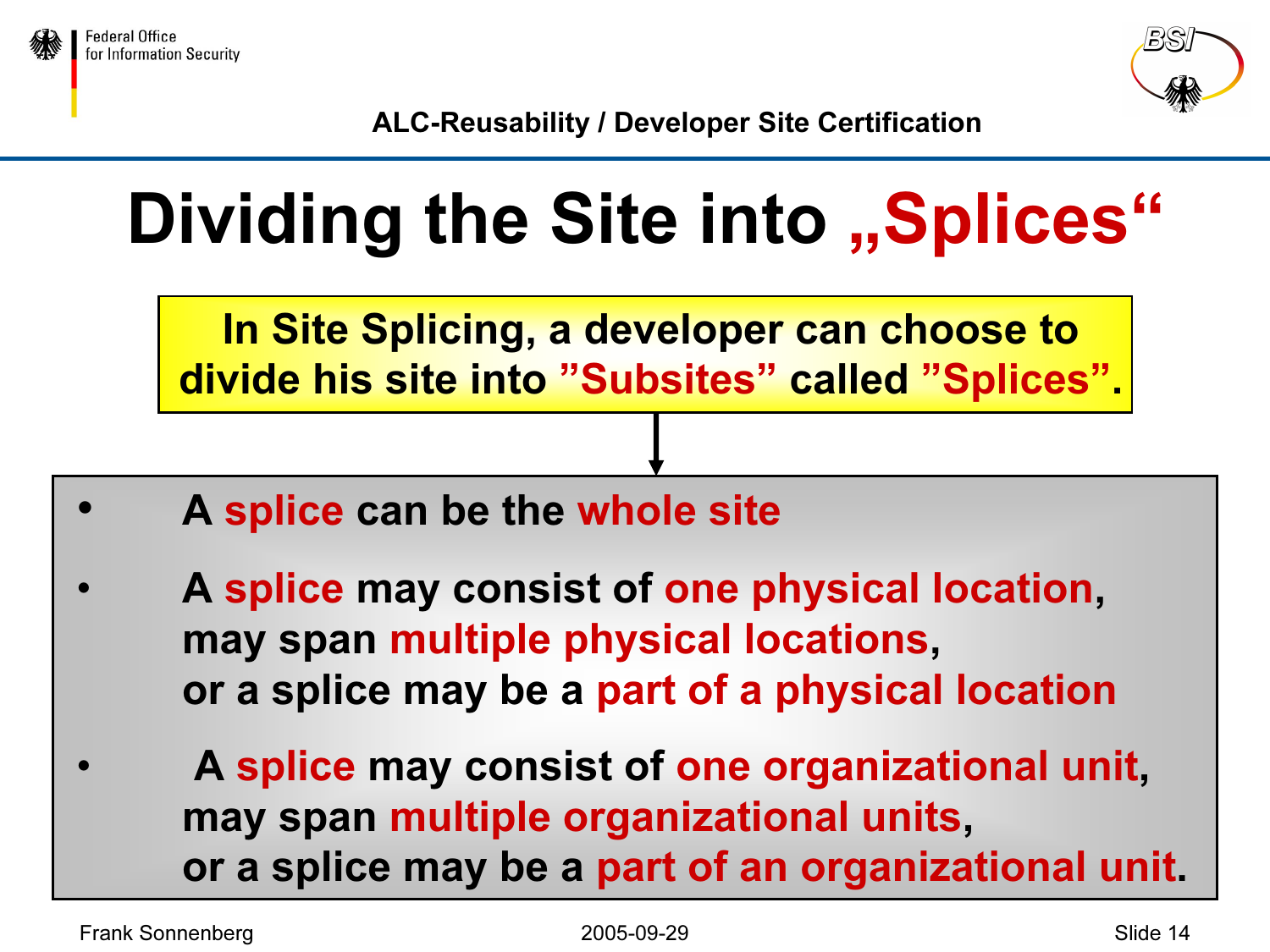# Dividing the Site into „Splices"

**In Site Splicing, a developer can choose to divide his site into "Subsites" called "Splices".**

- **A splice can be the whole site**
- **A splice may consist of one physical location, may span multiple physical locations, or a splice may be a part of a physical location**
- **A splice may consist of one organizational unit, may span multiple organizational units, or a splice may be a part of an organizational unit.**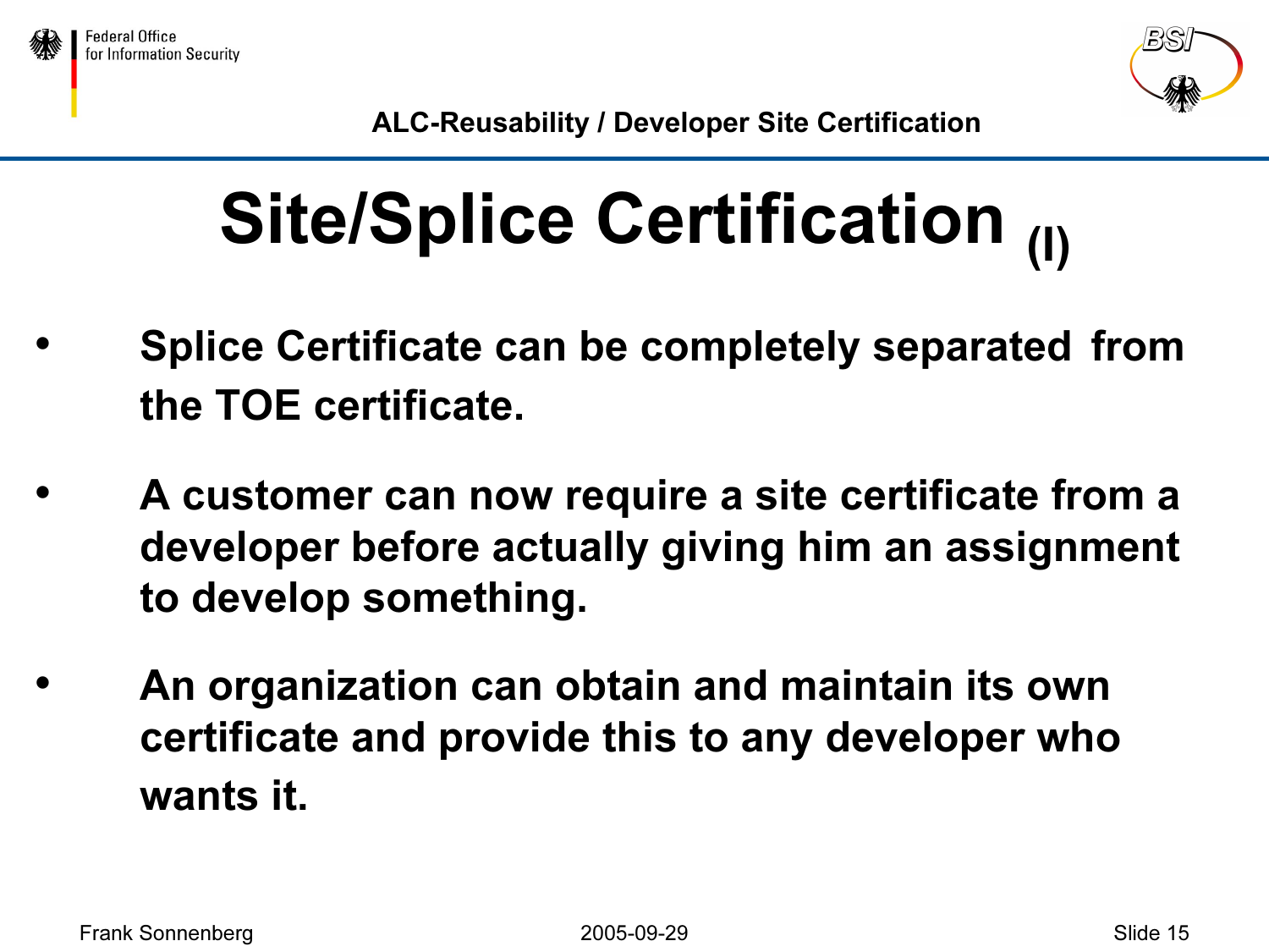# Site/Splice Certification (I)

- **Splice Certificate can be completely separated from the TOE certificate.**
- **A customer can now require a site certificate from a developer before actually giving him an assignment to develop something.**
- **An organization can obtain and maintain its own certificate and provide this to any developer who wants it.**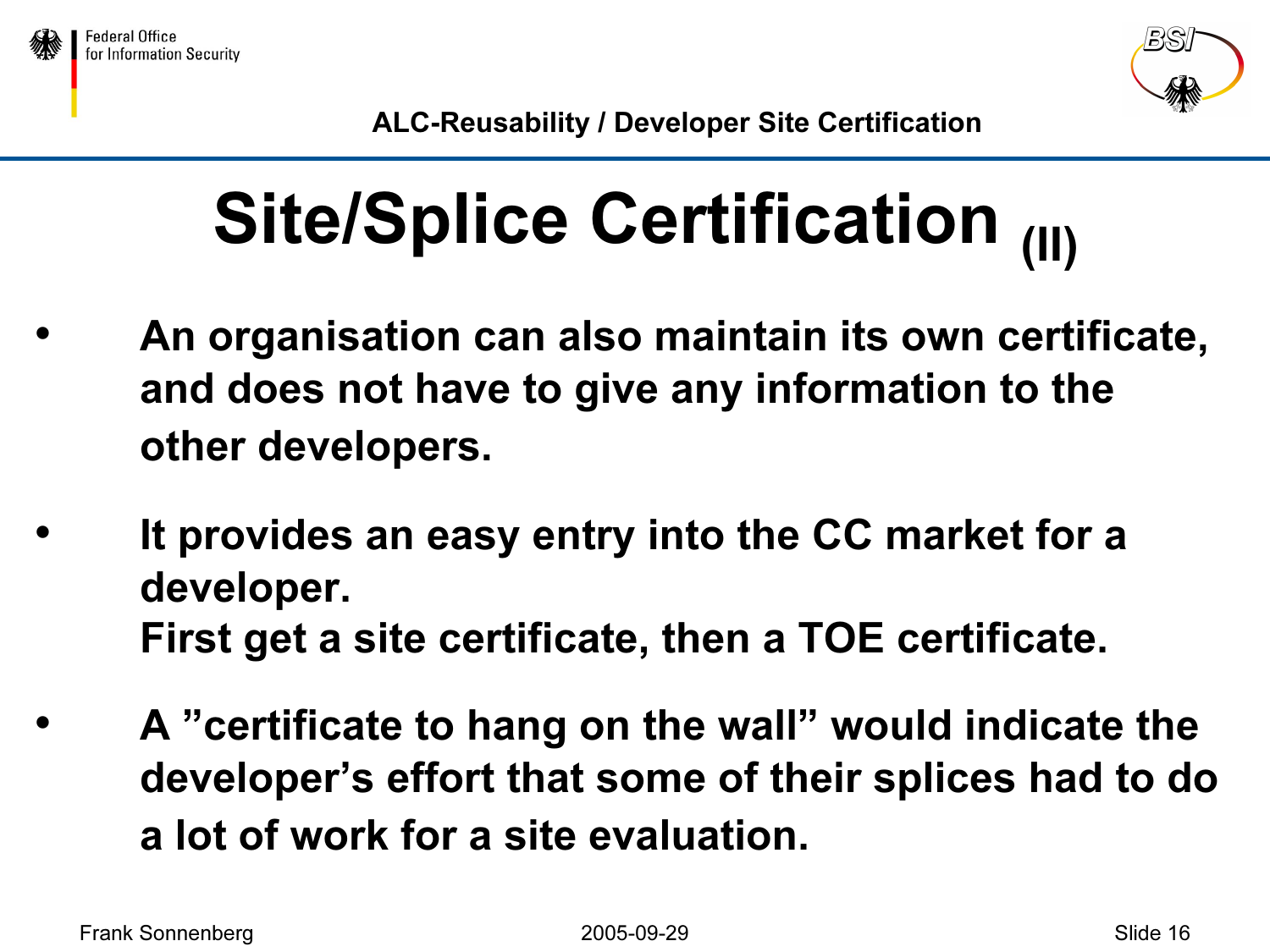# Site/Splice Certification (II)

- An organisation can also maintain its own certificate, and does not have to give any information to the other developers.
- It provides an easy entry into the CC market for a developer.
  First get a site certificate, then a TOE certificate.
- A ”certificate to hang on the wall” would indicate the developer’s effort that some of their splices had to do a lot of work for a site evaluation.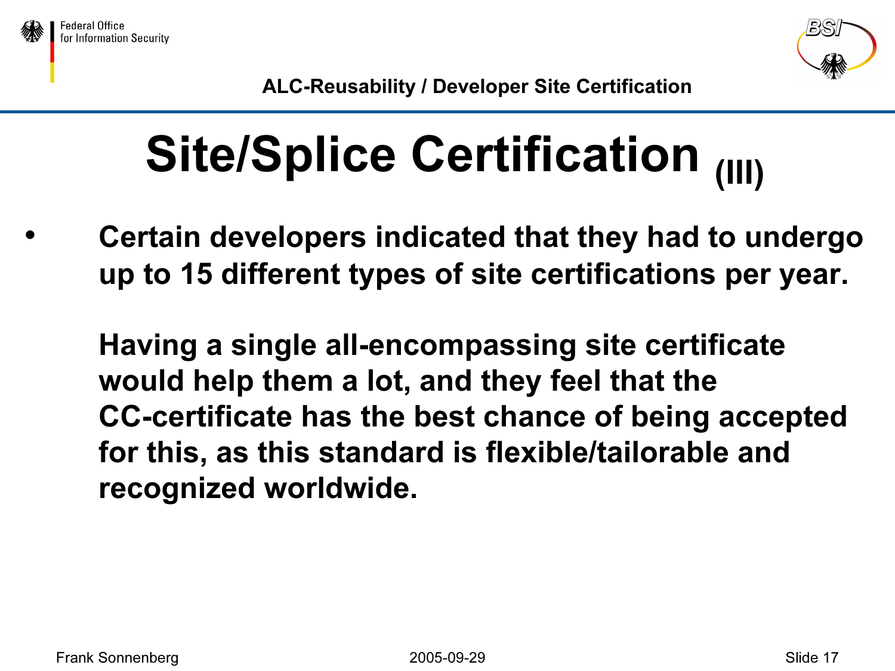# Site/Splice Certification (III)

- **Certain developers indicated that they had to undergo up to 15 different types of site certifications per year.**

  **Having a single all-encompassing site certificate would help them a lot, and they feel that the CC-certificate has the best chance of being accepted for this, as this standard is flexible/tailorable and recognized worldwide.**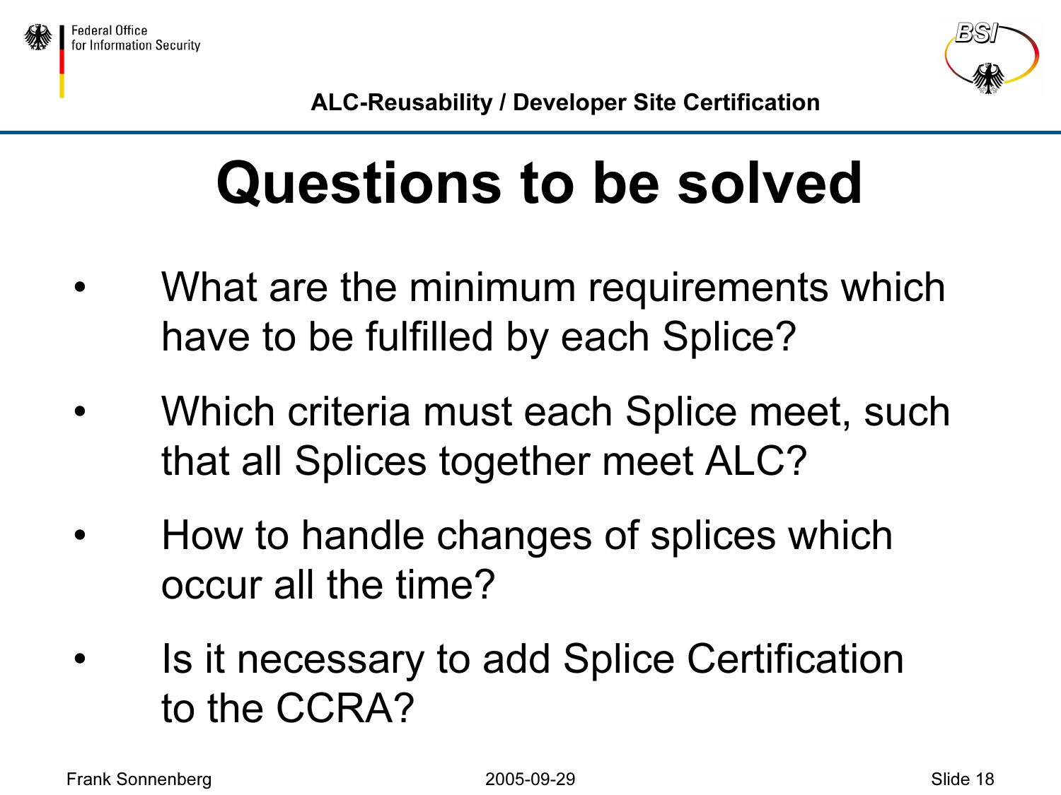# Questions to be solved

- What are the minimum requirements which have to be fulfilled by each Splice?
- Which criteria must each Splice meet, such that all Splices together meet ALC?
- How to handle changes of splices which occur all the time?
- Is it necessary to add Splice Certification to the CCRA?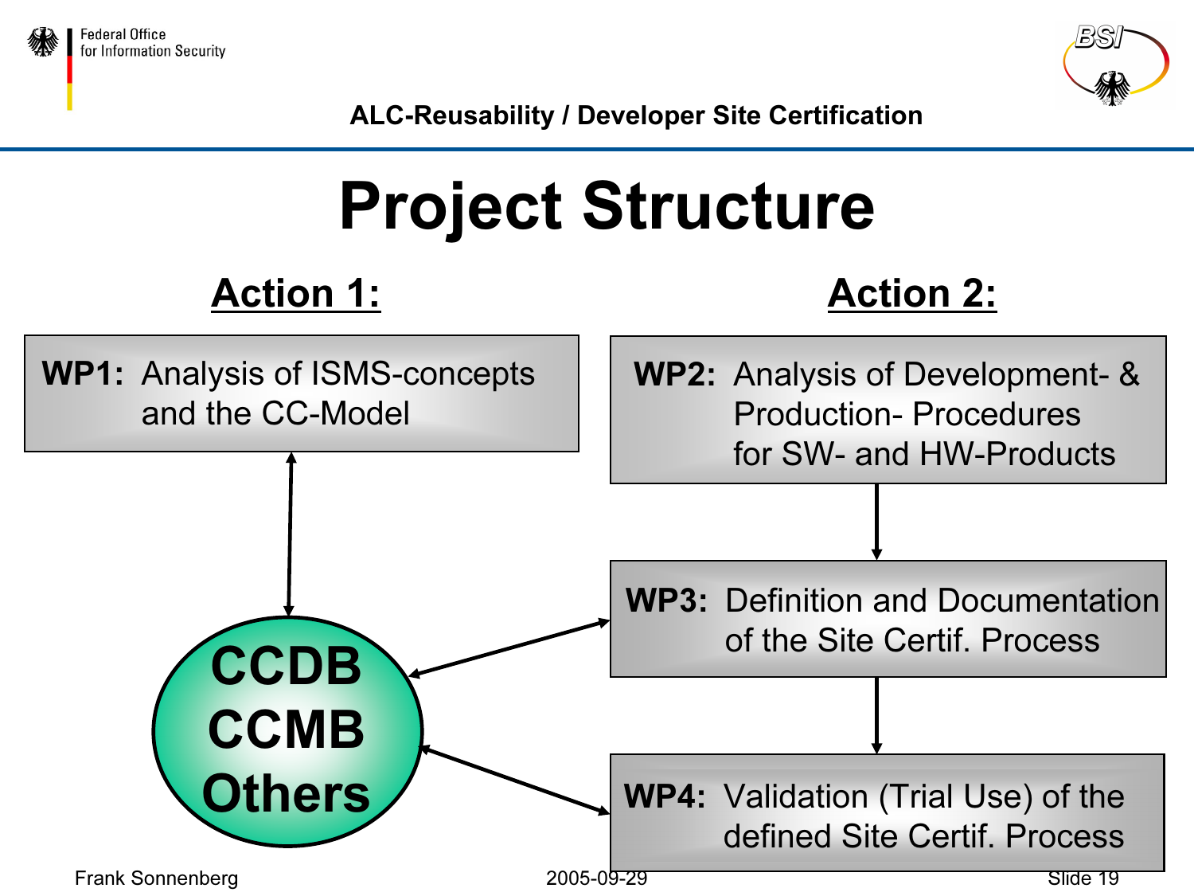# Project Structure

## Action 1:

**WP1:** Analysis of ISMS-concepts and the CC-Model

**CCDB**
**CCMB**
**Others**

## Action 2:

**WP2:** Analysis of Development- & Production- Procedures for SW- and HW-Products

**WP3:** Definition and Documentation of the Site Certif. Process

**WP4:** Validation (Trial Use) of the defined Site Certif. Process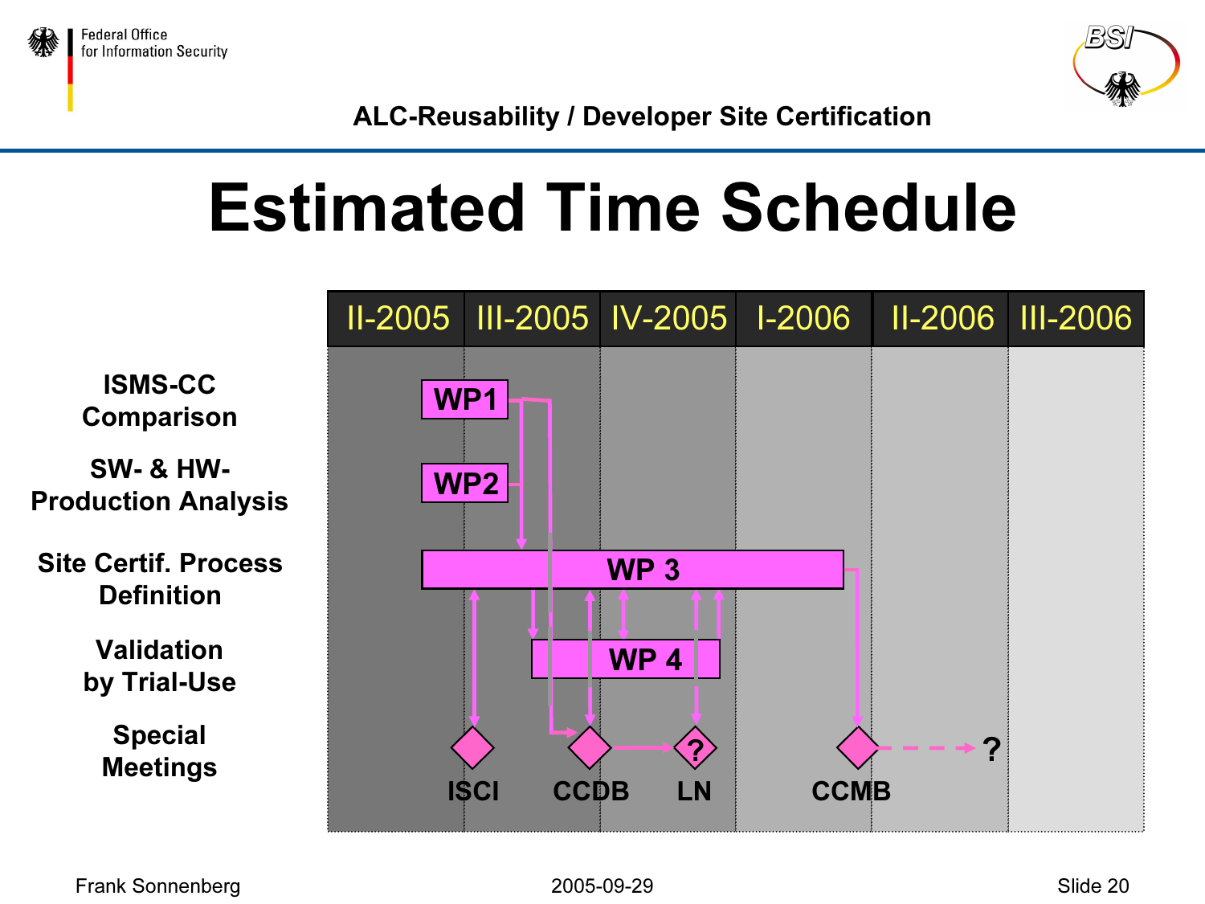# Estimated Time Schedule

| | II-2005 | III-2005 | IV-2005 | I-2006 | II-2006 | III-2006 |
|---|---|---|---|---|---|---|
| ISMS-CC Comparison | WP1 | | | | | |
| SW- & HW-Production Analysis | WP2 | | | | | |
| Site Certif. Process Definition | WP 3 | WP 3 | WP 3 | WP 3 | | |
| Validation by Trial-Use | | WP 4 | WP 4 | | | |
| Special Meetings | ISCI | CCDB | LN ? | CCMB | ? | |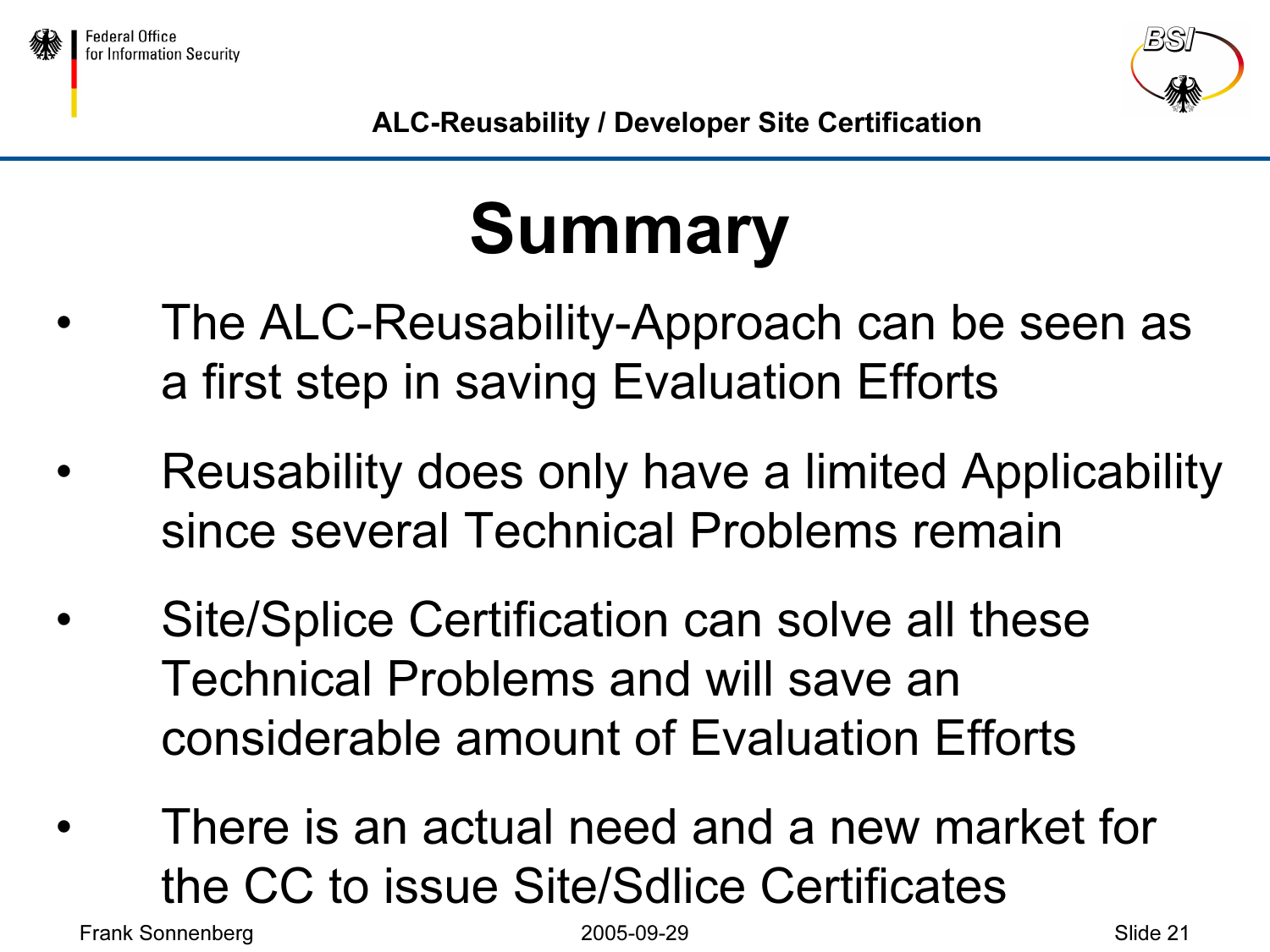# Summary

- The ALC-Reusability-Approach can be seen as a first step in saving Evaluation Efforts
- Reusability does only have a limited Applicability since several Technical Problems remain
- Site/Splice Certification can solve all these Technical Problems and will save an considerable amount of Evaluation Efforts
- There is an actual need and a new market for the CC to issue Site/Sdlice Certificates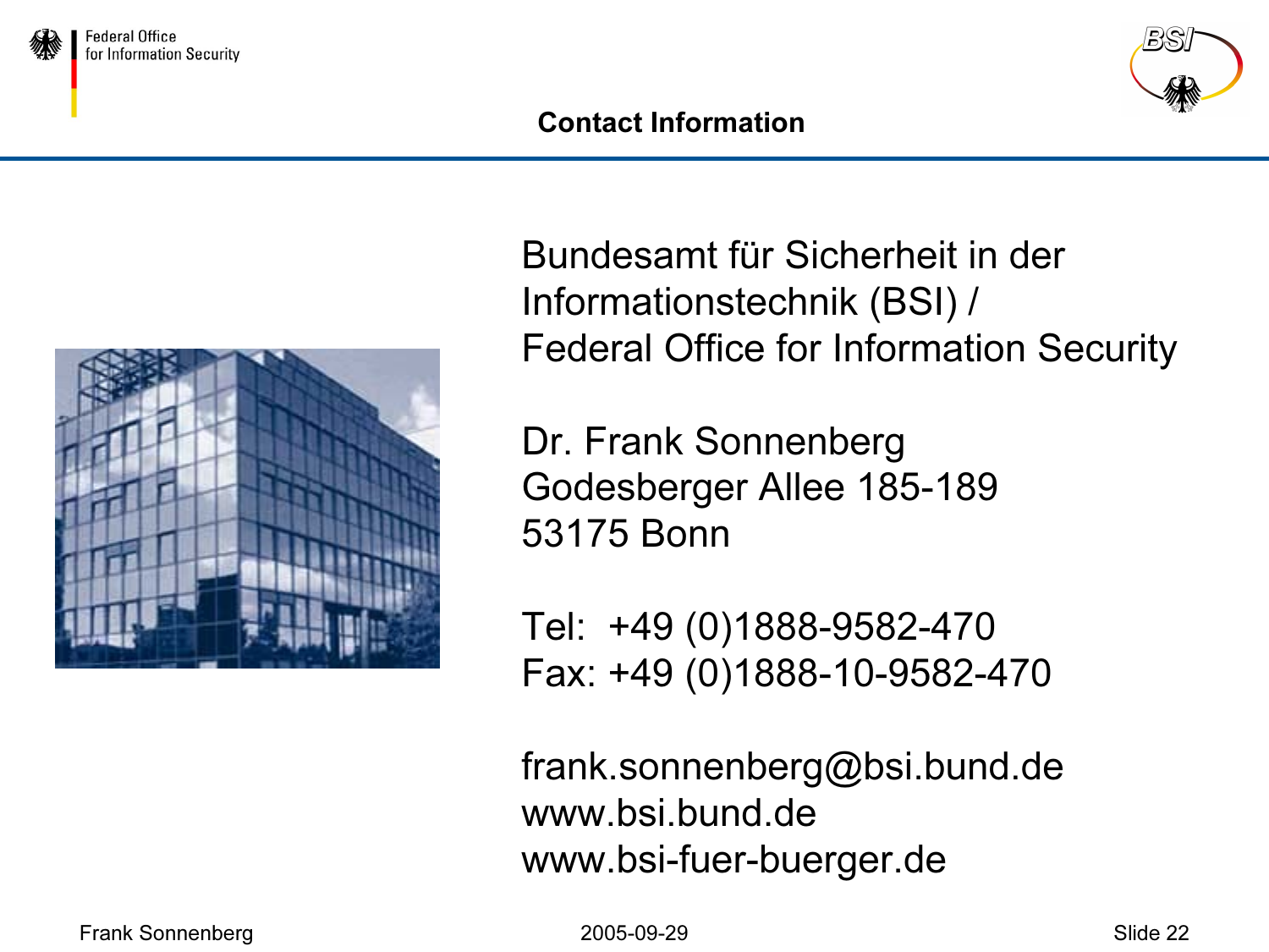## Contact Information

Bundesamt für Sicherheit in der Informationstechnik (BSI) /
Federal Office for Information Security

Dr. Frank Sonnenberg
Godesberger Allee 185-189
53175 Bonn

Tel: +49 (0)1888-9582-470
Fax: +49 (0)1888-10-9582-470

frank.sonnenberg@bsi.bund.de
www.bsi.bund.de
www.bsi-fuer-buerger.de